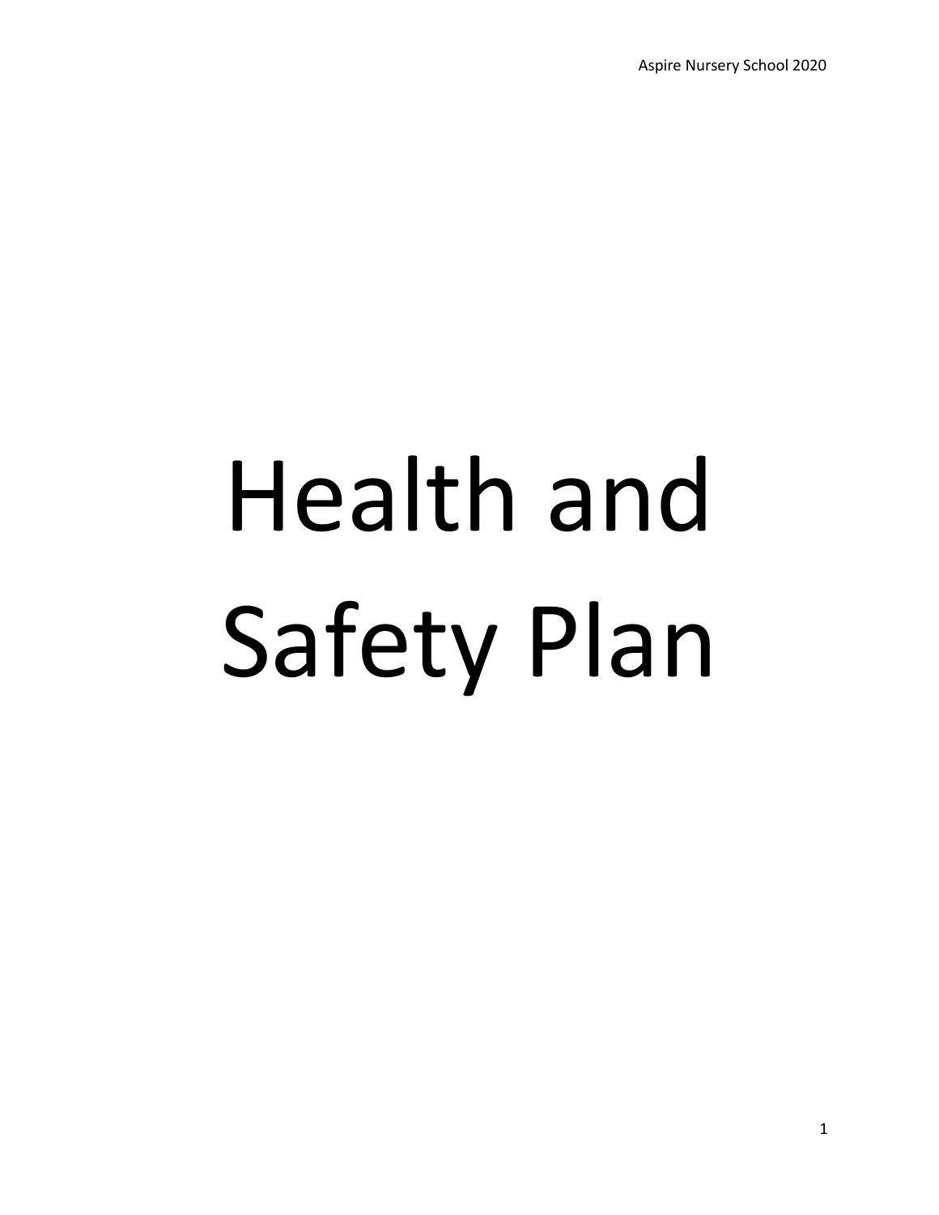# Health and Safety Plan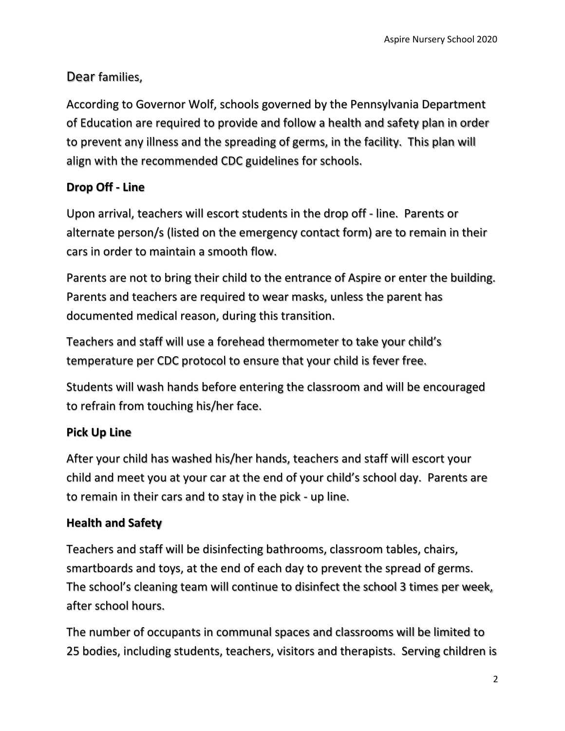Dear families,

According to Governor Wolf, schools governed by the Pennsylvania Department of Education are required to provide and follow a health and safety plan in order to prevent any illness and the spreading of germs, in the facility. This plan will align with the recommended CDC guidelines for schools.

**Drop Off - Line**

Upon arrival, teachers will escort students in the drop off - line. Parents or alternate person/s (listed on the emergency contact form) are to remain in their cars in order to maintain a smooth flow.

Parents are not to bring their child to the entrance of Aspire or enter the building. Parents and teachers are required to wear masks, unless the parent has documented medical reason, during this transition.

Teachers and staff will use a forehead thermometer to take your child's temperature per CDC protocol to ensure that your child is fever free.

Students will wash hands before entering the classroom and will be encouraged to refrain from touching his/her face.

**Pick Up Line**

After your child has washed his/her hands, teachers and staff will escort your child and meet you at your car at the end of your child's school day. Parents are to remain in their cars and to stay in the pick - up line.

**Health and Safety**

Teachers and staff will be disinfecting bathrooms, classroom tables, chairs, smartboards and toys, at the end of each day to prevent the spread of germs. The school's cleaning team will continue to disinfect the school 3 times per week, after school hours.

The number of occupants in communal spaces and classrooms will be limited to 25 bodies, including students, teachers, visitors and therapists. Serving children is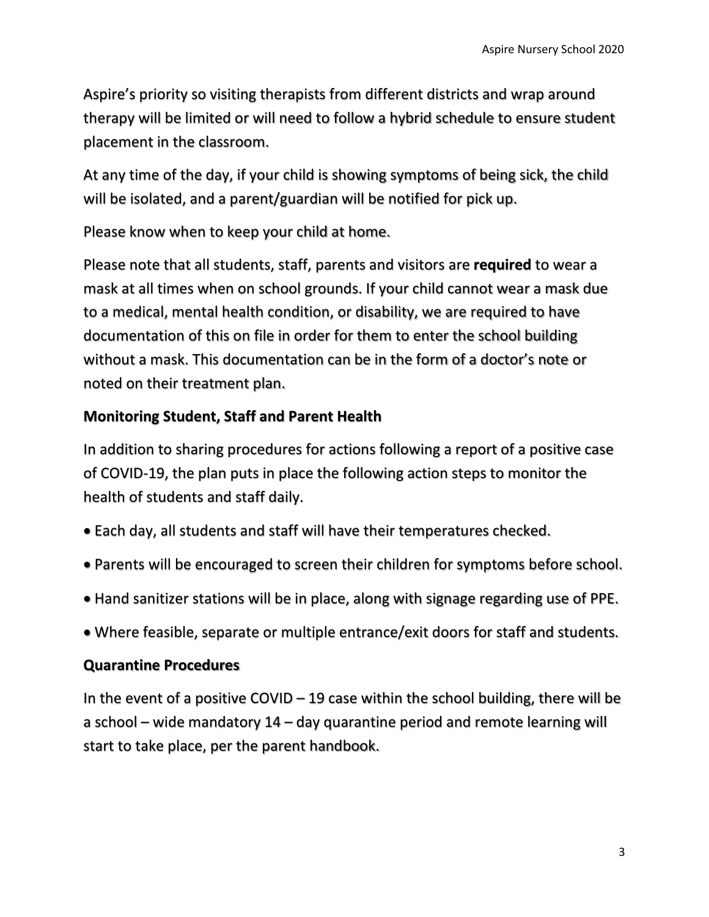Aspire's priority so visiting therapists from different districts and wrap around therapy will be limited or will need to follow a hybrid schedule to ensure student placement in the classroom.

At any time of the day, if your child is showing symptoms of being sick, the child will be isolated, and a parent/guardian will be notified for pick up.

Please know when to keep your child at home.

Please note that all students, staff, parents and visitors are **required** to wear a mask at all times when on school grounds. If your child cannot wear a mask due to a medical, mental health condition, or disability, we are required to have documentation of this on file in order for them to enter the school building without a mask. This documentation can be in the form of a doctor's note or noted on their treatment plan.

## Monitoring Student, Staff and Parent Health

In addition to sharing procedures for actions following a report of a positive case of COVID-19, the plan puts in place the following action steps to monitor the health of students and staff daily.

- Each day, all students and staff will have their temperatures checked.
- Parents will be encouraged to screen their children for symptoms before school.
- Hand sanitizer stations will be in place, along with signage regarding use of PPE.
- Where feasible, separate or multiple entrance/exit doors for staff and students.

## Quarantine Procedures

In the event of a positive COVID – 19 case within the school building, there will be a school – wide mandatory 14 – day quarantine period and remote learning will start to take place, per the parent handbook.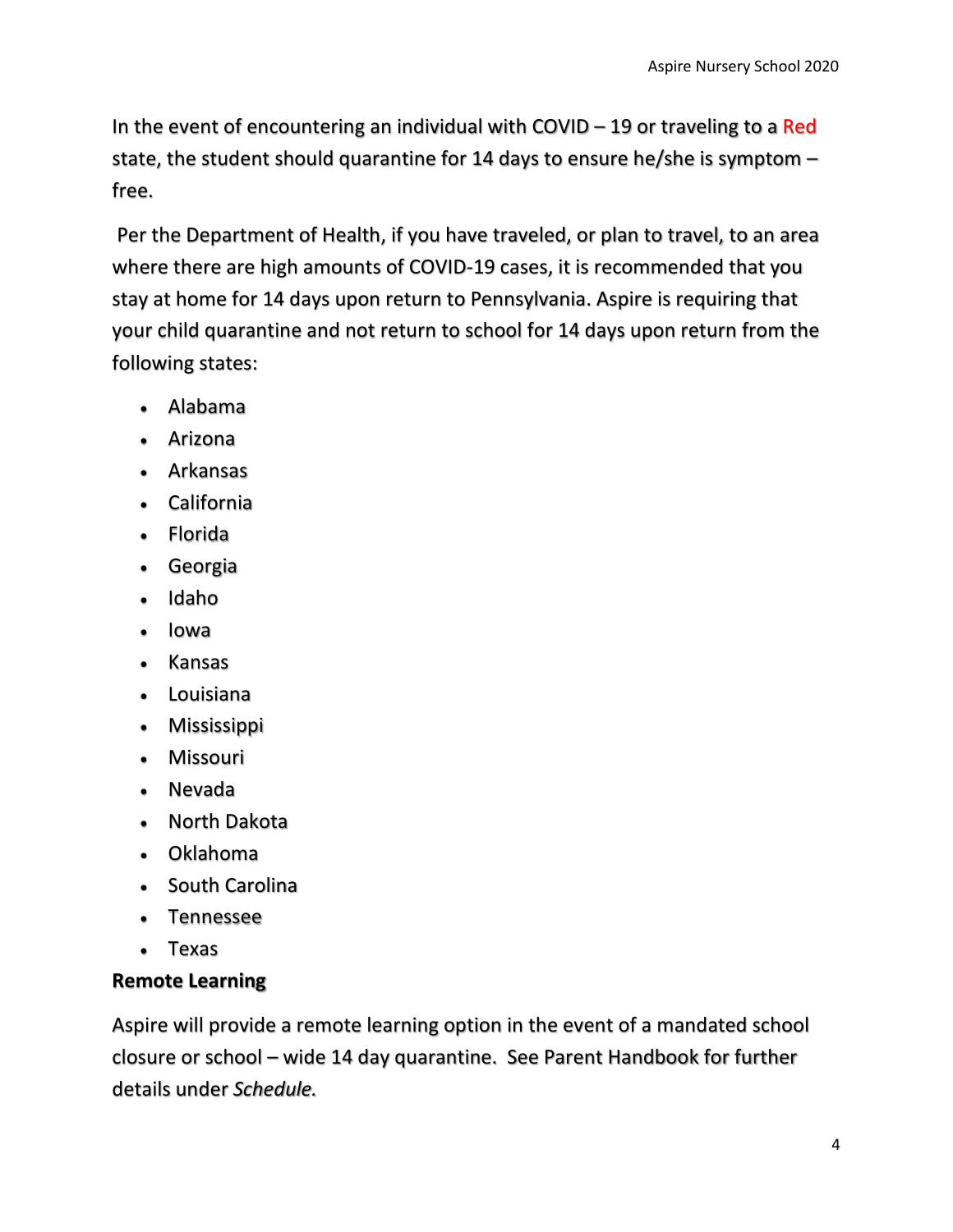In the event of encountering an individual with COVID – 19 or traveling to a Red state, the student should quarantine for 14 days to ensure he/she is symptom – free.

Per the Department of Health, if you have traveled, or plan to travel, to an area where there are high amounts of COVID-19 cases, it is recommended that you stay at home for 14 days upon return to Pennsylvania. Aspire is requiring that your child quarantine and not return to school for 14 days upon return from the following states:

- Alabama
- Arizona
- Arkansas
- California
- Florida
- Georgia
- Idaho
- Iowa
- Kansas
- Louisiana
- Mississippi
- Missouri
- Nevada
- North Dakota
- Oklahoma
- South Carolina
- Tennessee
- Texas

**Remote Learning**

Aspire will provide a remote learning option in the event of a mandated school closure or school – wide 14 day quarantine. See Parent Handbook for further details under *Schedule*.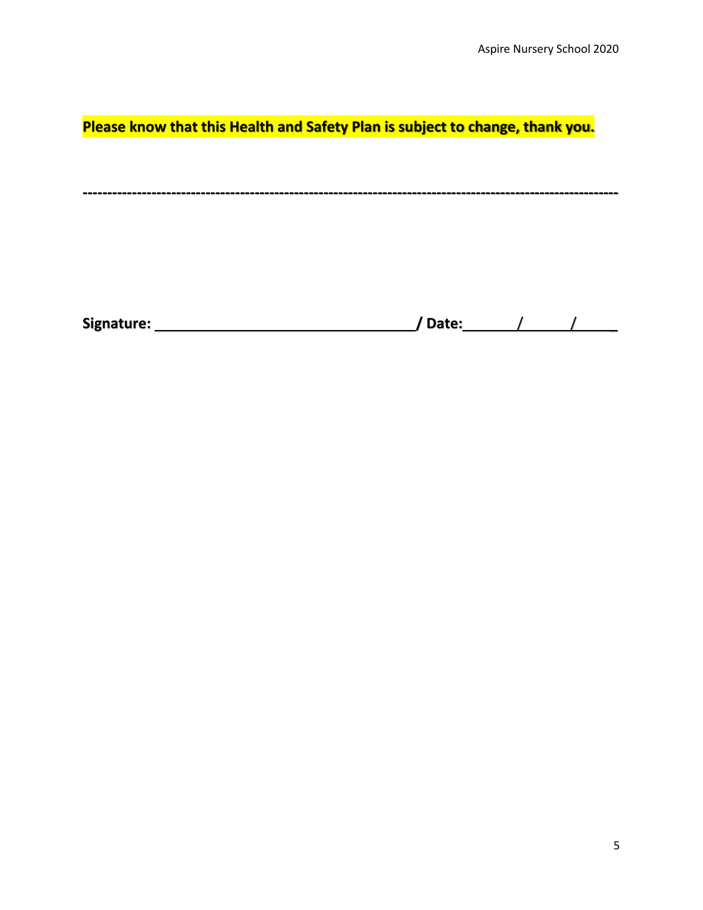**Please know that this Health and Safety Plan is subject to change, thank you.**

---

**Signature: ___________________________________/ Date:_______/_______/______**